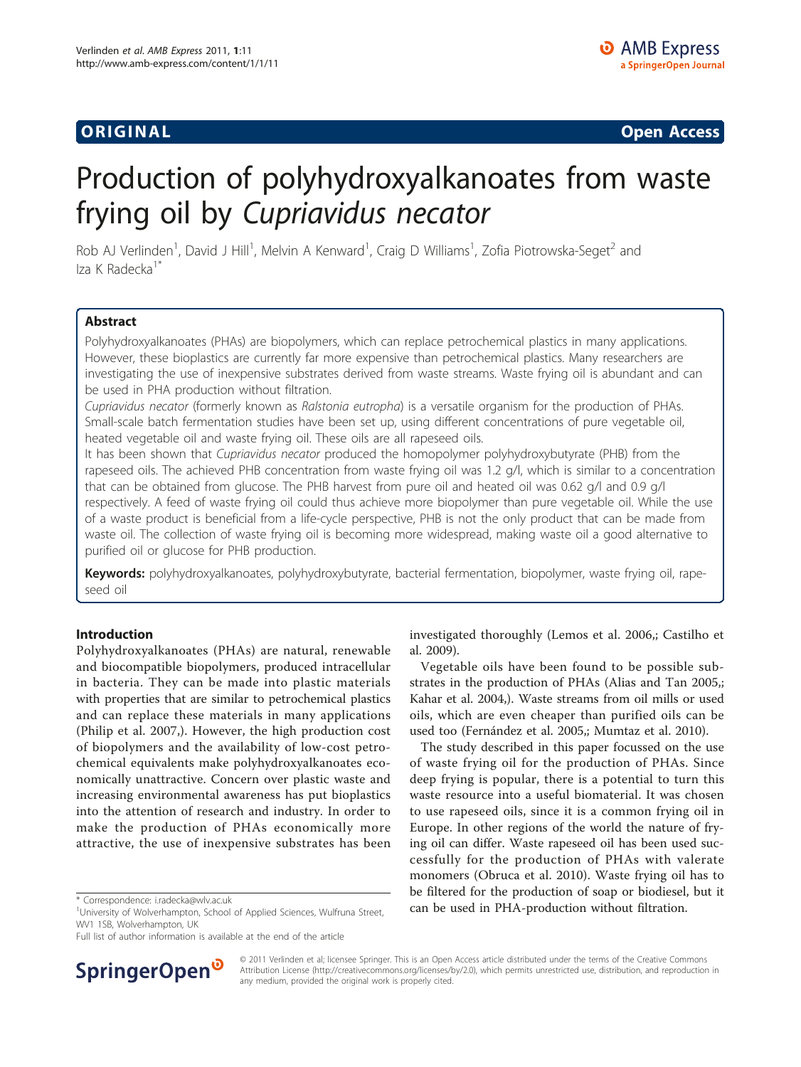**ORIGINAL** **Open Access**

# Production of polyhydroxyalkanoates from waste frying oil by *Cupriavidus necator*

Rob AJ Verlinden[1], David J Hill[1], Melvin A Kenward[1], Craig D Williams[1], Zofia Piotrowska-Seget[2] and Iza K Radecka[1*]

## Abstract

Polyhydroxyalkanoates (PHAs) are biopolymers, which can replace petrochemical plastics in many applications. However, these bioplastics are currently far more expensive than petrochemical plastics. Many researchers are investigating the use of inexpensive substrates derived from waste streams. Waste frying oil is abundant and can be used in PHA production without filtration.

*Cupriavidus necator* (formerly known as *Ralstonia eutropha*) is a versatile organism for the production of PHAs. Small-scale batch fermentation studies have been set up, using different concentrations of pure vegetable oil, heated vegetable oil and waste frying oil. These oils are all rapeseed oils.

It has been shown that *Cupriavidus necator* produced the homopolymer polyhydroxybutyrate (PHB) from the rapeseed oils. The achieved PHB concentration from waste frying oil was 1.2 g/l, which is similar to a concentration that can be obtained from glucose. The PHB harvest from pure oil and heated oil was 0.62 g/l and 0.9 g/l respectively. A feed of waste frying oil could thus achieve more biopolymer than pure vegetable oil. While the use of a waste product is beneficial from a life-cycle perspective, PHB is not the only product that can be made from waste oil. The collection of waste frying oil is becoming more widespread, making waste oil a good alternative to purified oil or glucose for PHB production.

**Keywords:** polyhydroxyalkanoates, polyhydroxybutyrate, bacterial fermentation, biopolymer, waste frying oil, rapeseed oil

## Introduction

Polyhydroxyalkanoates (PHAs) are natural, renewable and biocompatible biopolymers, produced intracellular in bacteria. They can be made into plastic materials with properties that are similar to petrochemical plastics and can replace these materials in many applications (Philip et al. 2007,). However, the high production cost of biopolymers and the availability of low-cost petrochemical equivalents make polyhydroxyalkanoates economically unattractive. Concern over plastic waste and increasing environmental awareness has put bioplastics into the attention of research and industry. In order to make the production of PHAs economically more attractive, the use of inexpensive substrates has been investigated thoroughly (Lemos et al. 2006,; Castilho et al. 2009).

Vegetable oils have been found to be possible substrates in the production of PHAs (Alias and Tan 2005,; Kahar et al. 2004,). Waste streams from oil mills or used oils, which are even cheaper than purified oils can be used too (Fernández et al. 2005,; Mumtaz et al. 2010).

The study described in this paper focussed on the use of waste frying oil for the production of PHAs. Since deep frying is popular, there is a potential to turn this waste resource into a useful biomaterial. It was chosen to use rapeseed oils, since it is a common frying oil in Europe. In other regions of the world the nature of frying oil can differ. Waste rapeseed oil has been used successfully for the production of PHAs with valerate monomers (Obruca et al. 2010). Waste frying oil has to be filtered for the production of soap or biodiesel, but it can be used in PHA-production without filtration.

\* Correspondence: i.radecka@wlv.ac.uk

[1]University of Wolverhampton, School of Applied Sciences, Wulfruna Street, WV1 1SB, Wolverhampton, UK

Full list of author information is available at the end of the article

© 2011 Verlinden et al; licensee Springer. This is an Open Access article distributed under the terms of the Creative Commons Attribution License (http://creativecommons.org/licenses/by/2.0), which permits unrestricted use, distribution, and reproduction in any medium, provided the original work is properly cited.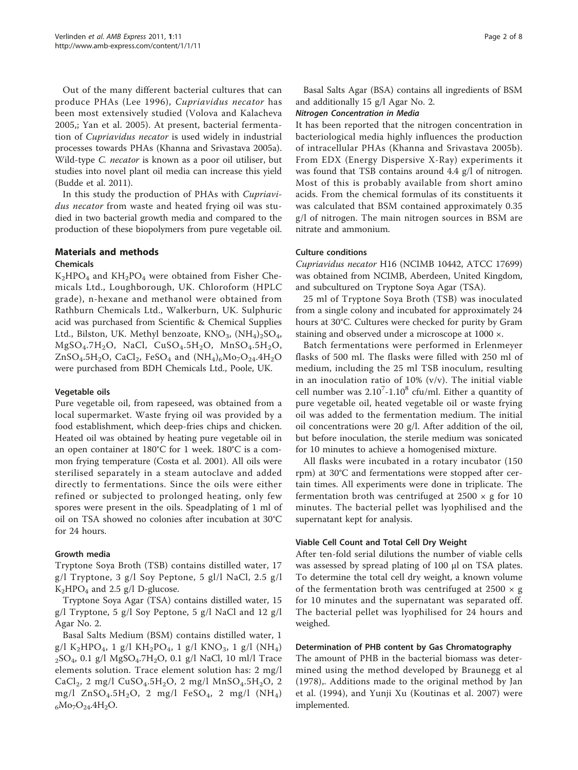Out of the many different bacterial cultures that can produce PHAs (Lee 1996), *Cupriavidus necator* has been most extensively studied (Volova and Kalacheva 2005,; Yan et al. 2005). At present, bacterial fermentation of *Cupriavidus necator* is used widely in industrial processes towards PHAs (Khanna and Srivastava 2005a). Wild-type *C. necator* is known as a poor oil utiliser, but studies into novel plant oil media can increase this yield (Budde et al. 2011).

In this study the production of PHAs with *Cupriavidus necator* from waste and heated frying oil was studied in two bacterial growth media and compared to the production of these biopolymers from pure vegetable oil.

## Materials and methods

### Chemicals

$K_2HPO_4$ and $KH_2PO_4$ were obtained from Fisher Chemicals Ltd., Loughborough, UK. Chloroform (HPLC grade), n-hexane and methanol were obtained from Rathburn Chemicals Ltd., Walkerburn, UK. Sulphuric acid was purchased from Scientific & Chemical Supplies Ltd., Bilston, UK. Methyl benzoate, $KNO_3$, $(NH_4)_2SO_4$, $MgSO_4.7H_2O$, NaCl, $CuSO_4.5H_2O$, $MnSO_4.5H_2O$, $ZnSO_4.5H_2O$, $CaCl_2$, $FeSO_4$ and $(NH_4)_6Mo_7O_{24}.4H_2O$ were purchased from BDH Chemicals Ltd., Poole, UK.

### Vegetable oils

Pure vegetable oil, from rapeseed, was obtained from a local supermarket. Waste frying oil was provided by a food establishment, which deep-fries chips and chicken. Heated oil was obtained by heating pure vegetable oil in an open container at 180°C for 1 week. 180°C is a common frying temperature (Costa et al. 2001). All oils were sterilised separately in a steam autoclave and added directly to fermentations. Since the oils were either refined or subjected to prolonged heating, only few spores were present in the oils. Speadplating of 1 ml of oil on TSA showed no colonies after incubation at 30°C for 24 hours.

### Growth media

Tryptone Soya Broth (TSB) contains distilled water, 17 g/l Tryptone, 3 g/l Soy Peptone, 5 gl/l NaCl, 2.5 g/l $K_2HPO_4$ and 2.5 g/l D-glucose.

Tryptone Soya Agar (TSA) contains distilled water, 15 g/l Tryptone, 5 g/l Soy Peptone, 5 g/l NaCl and 12 g/l Agar No. 2.

Basal Salts Medium (BSM) contains distilled water, 1 g/l $K_2HPO_4$, 1 g/l $KH_2PO_4$, 1 g/l $KNO_3$, 1 g/l $(NH_4)_2SO_4$, 0.1 g/l $MgSO_4.7H_2O$, 0.1 g/l NaCl, 10 ml/l Trace elements solution. Trace element solution has: 2 mg/l $CaCl_2$, 2 mg/l $CuSO_4.5H_2O$, 2 mg/l $MnSO_4.5H_2O$, 2 mg/l $ZnSO_4.5H_2O$, 2 mg/l $FeSO_4$, 2 mg/l $(NH_4)_6Mo_7O_{24}.4H_2O$.

Basal Salts Agar (BSA) contains all ingredients of BSM and additionally 15 g/l Agar No. 2.

#### *Nitrogen Concentration in Media*

It has been reported that the nitrogen concentration in bacteriological media highly influences the production of intracellular PHAs (Khanna and Srivastava 2005b). From EDX (Energy Dispersive X-Ray) experiments it was found that TSB contains around 4.4 g/l of nitrogen. Most of this is probably available from short amino acids. From the chemical formulas of its constituents it was calculated that BSM contained approximately 0.35 g/l of nitrogen. The main nitrogen sources in BSM are nitrate and ammonium.

### Culture conditions

*Cupriavidus necator* H16 (NCIMB 10442, ATCC 17699) was obtained from NCIMB, Aberdeen, United Kingdom, and subcultured on Tryptone Soya Agar (TSA).

25 ml of Tryptone Soya Broth (TSB) was inoculated from a single colony and incubated for approximately 24 hours at 30°C. Cultures were checked for purity by Gram staining and observed under a microscope at 1000 ×.

Batch fermentations were performed in Erlenmeyer flasks of 500 ml. The flasks were filled with 250 ml of medium, including the 25 ml TSB inoculum, resulting in an inoculation ratio of 10% (v/v). The initial viable cell number was $2.10^7$-$1.10^8$ cfu/ml. Either a quantity of pure vegetable oil, heated vegetable oil or waste frying oil was added to the fermentation medium. The initial oil concentrations were 20 g/l. After addition of the oil, but before inoculation, the sterile medium was sonicated for 10 minutes to achieve a homogenised mixture.

All flasks were incubated in a rotary incubator (150 rpm) at 30°C and fermentations were stopped after certain times. All experiments were done in triplicate. The fermentation broth was centrifuged at 2500 × g for 10 minutes. The bacterial pellet was lyophilised and the supernatant kept for analysis.

### Viable Cell Count and Total Cell Dry Weight

After ten-fold serial dilutions the number of viable cells was assessed by spread plating of 100 μl on TSA plates. To determine the total cell dry weight, a known volume of the fermentation broth was centrifuged at 2500 × g for 10 minutes and the supernatant was separated off. The bacterial pellet was lyophilised for 24 hours and weighed.

### Determination of PHB content by Gas Chromatography

The amount of PHB in the bacterial biomass was determined using the method developed by Braunegg et al (1978),. Additions made to the original method by Jan et al. (1994), and Yunji Xu (Koutinas et al. 2007) were implemented.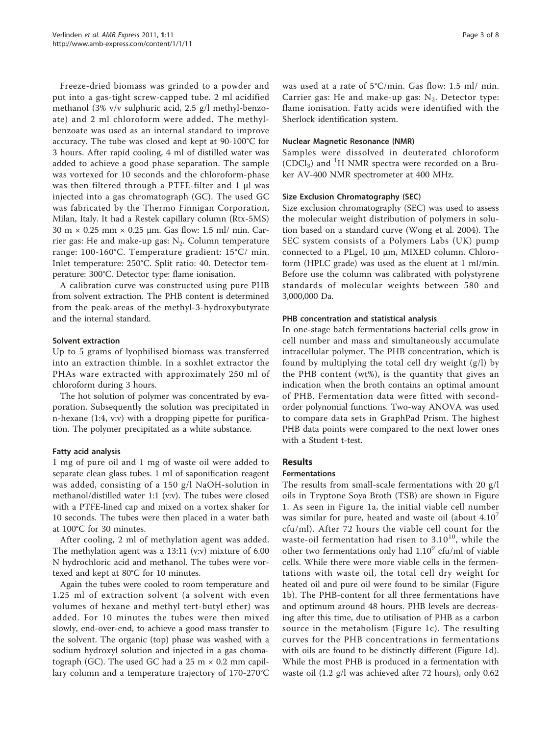Freeze-dried biomass was grinded to a powder and put into a gas-tight screw-capped tube. 2 ml acidified methanol (3% v/v sulphuric acid, 2.5 g/l methyl-benzoate) and 2 ml chloroform were added. The methyl-benzoate was used as an internal standard to improve accuracy. The tube was closed and kept at 90-100°C for 3 hours. After rapid cooling, 4 ml of distilled water was added to achieve a good phase separation. The sample was vortexed for 10 seconds and the chloroform-phase was then filtered through a PTFE-filter and 1 μl was injected into a gas chromatograph (GC). The used GC was fabricated by the Thermo Finnigan Corporation, Milan, Italy. It had a Restek capillary column (Rtx-5MS) 30 m × 0.25 mm × 0.25 μm. Gas flow: 1.5 ml/ min. Carrier gas: He and make-up gas: $N_2$. Column temperature range: 100-160°C. Temperature gradient: 15°C/ min. Inlet temperature: 250°C. Split ratio: 40. Detector temperature: 300°C. Detector type: flame ionisation.

A calibration curve was constructed using pure PHB from solvent extraction. The PHB content is determined from the peak-areas of the methyl-3-hydroxybutyrate and the internal standard.

### Solvent extraction

Up to 5 grams of lyophilised biomass was transferred into an extraction thimble. In a soxhlet extractor the PHAs ware extracted with approximately 250 ml of chloroform during 3 hours.

The hot solution of polymer was concentrated by evaporation. Subsequently the solution was precipitated in n-hexane (1:4, v:v) with a dropping pipette for purification. The polymer precipitated as a white substance.

### Fatty acid analysis

1 mg of pure oil and 1 mg of waste oil were added to separate clean glass tubes. 1 ml of saponification reagent was added, consisting of a 150 g/l NaOH-solution in methanol/distilled water 1:1 (v:v). The tubes were closed with a PTFE-lined cap and mixed on a vortex shaker for 10 seconds. The tubes were then placed in a water bath at 100°C for 30 minutes.

After cooling, 2 ml of methylation agent was added. The methylation agent was a 13:11 (v:v) mixture of 6.00 N hydrochloric acid and methanol. The tubes were vortexed and kept at 80°C for 10 minutes.

Again the tubes were cooled to room temperature and 1.25 ml of extraction solvent (a solvent with even volumes of hexane and methyl tert-butyl ether) was added. For 10 minutes the tubes were then mixed slowly, end-over-end, to achieve a good mass transfer to the solvent. The organic (top) phase was washed with a sodium hydroxyl solution and injected in a gas chomatograph (GC). The used GC had a 25 m × 0.2 mm capillary column and a temperature trajectory of 170-270°C was used at a rate of 5°C/min. Gas flow: 1.5 ml/ min. Carrier gas: He and make-up gas: $N_2$. Detector type: flame ionisation. Fatty acids were identified with the Sherlock identification system.

### Nuclear Magnetic Resonance (NMR)

Samples were dissolved in deuterated chloroform ($CDCl_3$) and $^1H$ NMR spectra were recorded on a Bruker AV-400 NMR spectrometer at 400 MHz.

### Size Exclusion Chromatography (SEC)

Size exclusion chromatography (SEC) was used to assess the molecular weight distribution of polymers in solution based on a standard curve (Wong et al. 2004). The SEC system consists of a Polymers Labs (UK) pump connected to a PLgel, 10 μm, MIXED column. Chloroform (HPLC grade) was used as the eluent at 1 ml/min. Before use the column was calibrated with polystyrene standards of molecular weights between 580 and 3,000,000 Da.

### PHB concentration and statistical analysis

In one-stage batch fermentations bacterial cells grow in cell number and mass and simultaneously accumulate intracellular polymer. The PHB concentration, which is found by multiplying the total cell dry weight (g/l) by the PHB content (wt%), is the quantity that gives an indication when the broth contains an optimal amount of PHB. Fermentation data were fitted with second-order polynomial functions. Two-way ANOVA was used to compare data sets in GraphPad Prism. The highest PHB data points were compared to the next lower ones with a Student t-test.

## Results

### Fermentations

The results from small-scale fermentations with 20 g/l oils in Tryptone Soya Broth (TSB) are shown in Figure 1. As seen in Figure 1a, the initial viable cell number was similar for pure, heated and waste oil (about $4.10^7$ cfu/ml). After 72 hours the viable cell count for the waste-oil fermentation had risen to $3.10^{10}$, while the other two fermentations only had $1.10^9$ cfu/ml of viable cells. While there were more viable cells in the fermentations with waste oil, the total cell dry weight for heated oil and pure oil were found to be similar (Figure 1b). The PHB-content for all three fermentations have and optimum around 48 hours. PHB levels are decreasing after this time, due to utilisation of PHB as a carbon source in the metabolism (Figure 1c). The resulting curves for the PHB concentrations in fermentations with oils are found to be distinctly different (Figure 1d). While the most PHB is produced in a fermentation with waste oil (1.2 g/l was achieved after 72 hours), only 0.62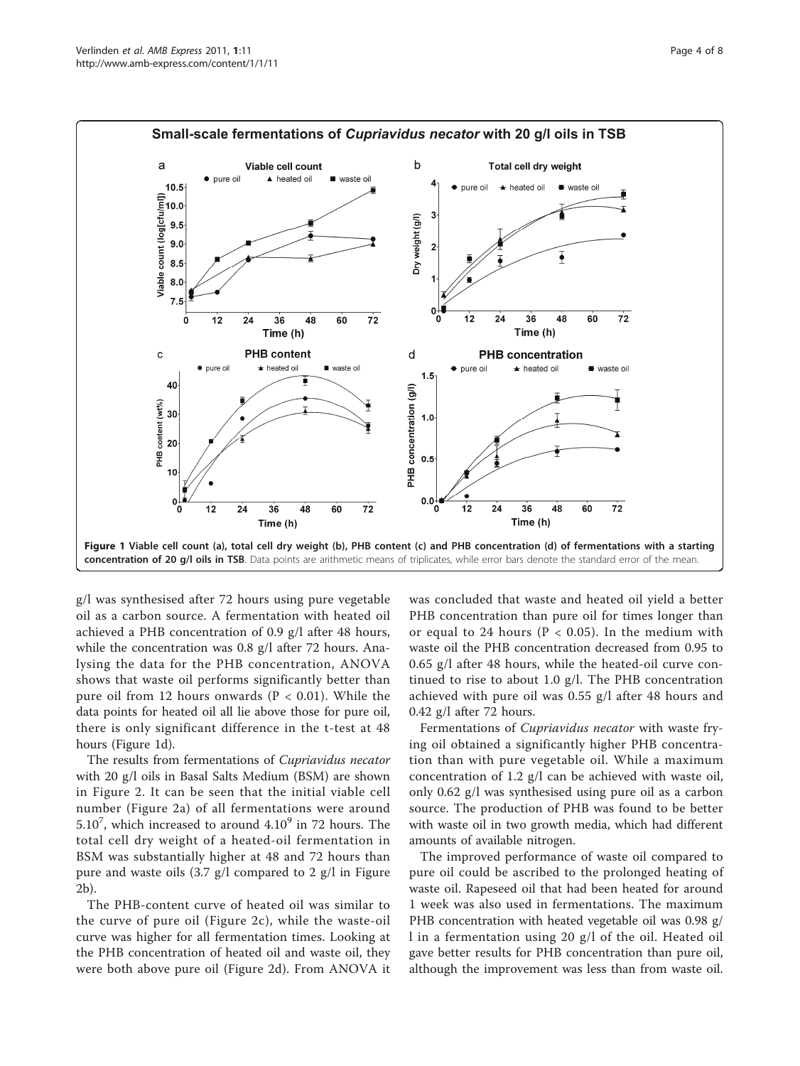Figure 1 Viable cell count (a), total cell dry weight (b), PHB content (c) and PHB concentration (d) of fermentations with a starting concentration of 20 g/l oils in TSB. Data points are arithmetic means of triplicates, while error bars denote the standard error of the mean.

g/l was synthesised after 72 hours using pure vegetable oil as a carbon source. A fermentation with heated oil achieved a PHB concentration of 0.9 g/l after 48 hours, while the concentration was 0.8 g/l after 72 hours. Analysing the data for the PHB concentration, ANOVA shows that waste oil performs significantly better than pure oil from 12 hours onwards ($P < 0.01$). While the data points for heated oil all lie above those for pure oil, there is only significant difference in the t-test at 48 hours (Figure 1d).

The results from fermentations of *Cupriavidus necator* with 20 g/l oils in Basal Salts Medium (BSM) are shown in Figure 2. It can be seen that the initial viable cell number (Figure 2a) of all fermentations were around $5.10^7$, which increased to around $4.10^9$ in 72 hours. The total cell dry weight of a heated-oil fermentation in BSM was substantially higher at 48 and 72 hours than pure and waste oils (3.7 g/l compared to 2 g/l in Figure 2b).

The PHB-content curve of heated oil was similar to the curve of pure oil (Figure 2c), while the waste-oil curve was higher for all fermentation times. Looking at the PHB concentration of heated oil and waste oil, they were both above pure oil (Figure 2d). From ANOVA it was concluded that waste and heated oil yield a better PHB concentration than pure oil for times longer than or equal to 24 hours ($P < 0.05$). In the medium with waste oil the PHB concentration decreased from 0.95 to 0.65 g/l after 48 hours, while the heated-oil curve continued to rise to about 1.0 g/l. The PHB concentration achieved with pure oil was 0.55 g/l after 48 hours and 0.42 g/l after 72 hours.

Fermentations of *Cupriavidus necator* with waste frying oil obtained a significantly higher PHB concentration than with pure vegetable oil. While a maximum concentration of 1.2 g/l can be achieved with waste oil, only 0.62 g/l was synthesised using pure oil as a carbon source. The production of PHB was found to be better with waste oil in two growth media, which had different amounts of available nitrogen.

The improved performance of waste oil compared to pure oil could be ascribed to the prolonged heating of waste oil. Rapeseed oil that had been heated for around 1 week was also used in fermentations. The maximum PHB concentration with heated vegetable oil was 0.98 g/l in a fermentation using 20 g/l of the oil. Heated oil gave better results for PHB concentration than pure oil, although the improvement was less than from waste oil.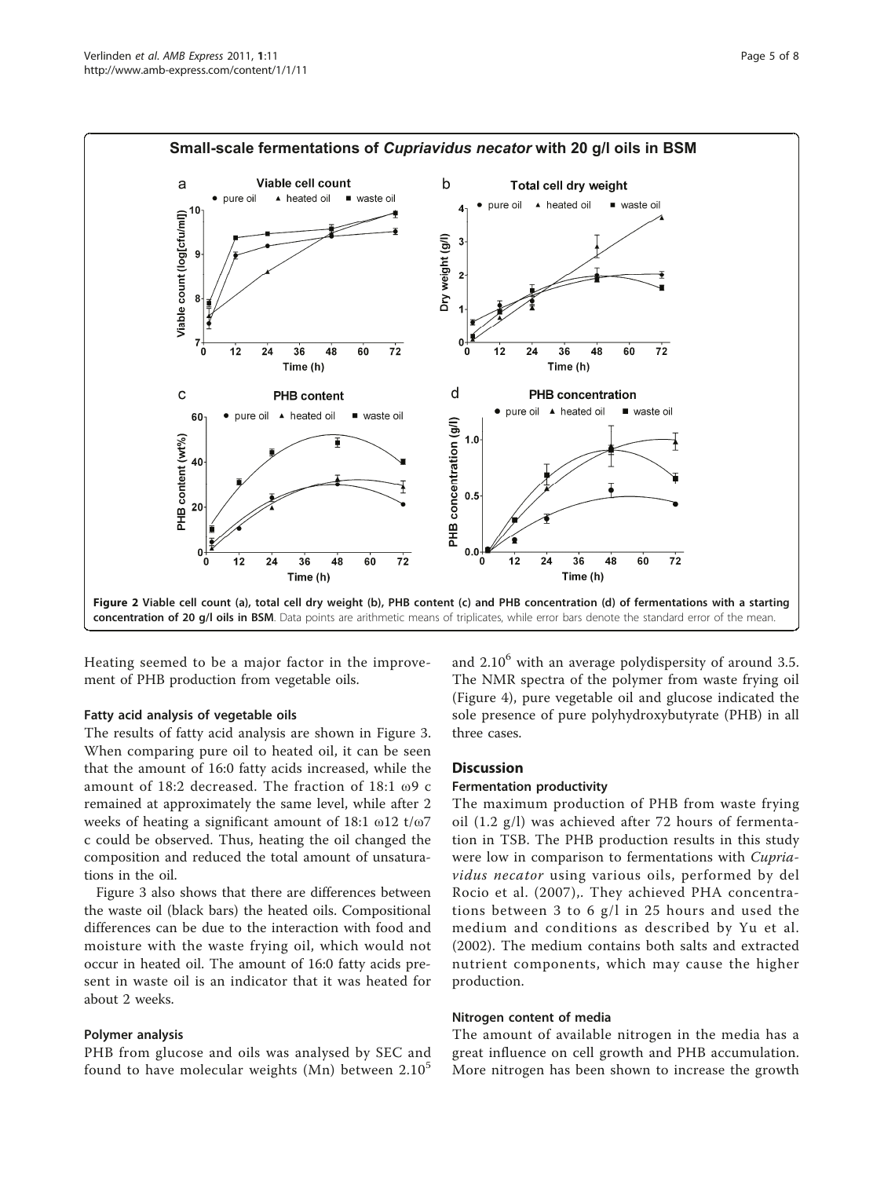Figure 2 Viable cell count (a), total cell dry weight (b), PHB content (c) and PHB concentration (d) of fermentations with a starting concentration of 20 g/l oils in BSM. Data points are arithmetic means of triplicates, while error bars denote the standard error of the mean.

Heating seemed to be a major factor in the improvement of PHB production from vegetable oils.

#### Fatty acid analysis of vegetable oils

The results of fatty acid analysis are shown in Figure 3. When comparing pure oil to heated oil, it can be seen that the amount of 16:0 fatty acids increased, while the amount of 18:2 decreased. The fraction of 18:1 ω9 c remained at approximately the same level, while after 2 weeks of heating a significant amount of 18:1 ω12 t/ω7 c could be observed. Thus, heating the oil changed the composition and reduced the total amount of unsaturations in the oil.

Figure 3 also shows that there are differences between the waste oil (black bars) the heated oils. Compositional differences can be due to the interaction with food and moisture with the waste frying oil, which would not occur in heated oil. The amount of 16:0 fatty acids present in waste oil is an indicator that it was heated for about 2 weeks.

#### Polymer analysis

PHB from glucose and oils was analysed by SEC and found to have molecular weights (Mn) between $2.10^5$ and $2.10^6$ with an average polydispersity of around 3.5. The NMR spectra of the polymer from waste frying oil (Figure 4), pure vegetable oil and glucose indicated the sole presence of pure polyhydroxybutyrate (PHB) in all three cases.

## Discussion

#### Fermentation productivity

The maximum production of PHB from waste frying oil (1.2 g/l) was achieved after 72 hours of fermentation in TSB. The PHB production results in this study were low in comparison to fermentations with *Cupriavidus necator* using various oils, performed by del Rocio et al. (2007),. They achieved PHA concentrations between 3 to 6 g/l in 25 hours and used the medium and conditions as described by Yu et al. (2002). The medium contains both salts and extracted nutrient components, which may cause the higher production.

#### Nitrogen content of media

The amount of available nitrogen in the media has a great influence on cell growth and PHB accumulation. More nitrogen has been shown to increase the growth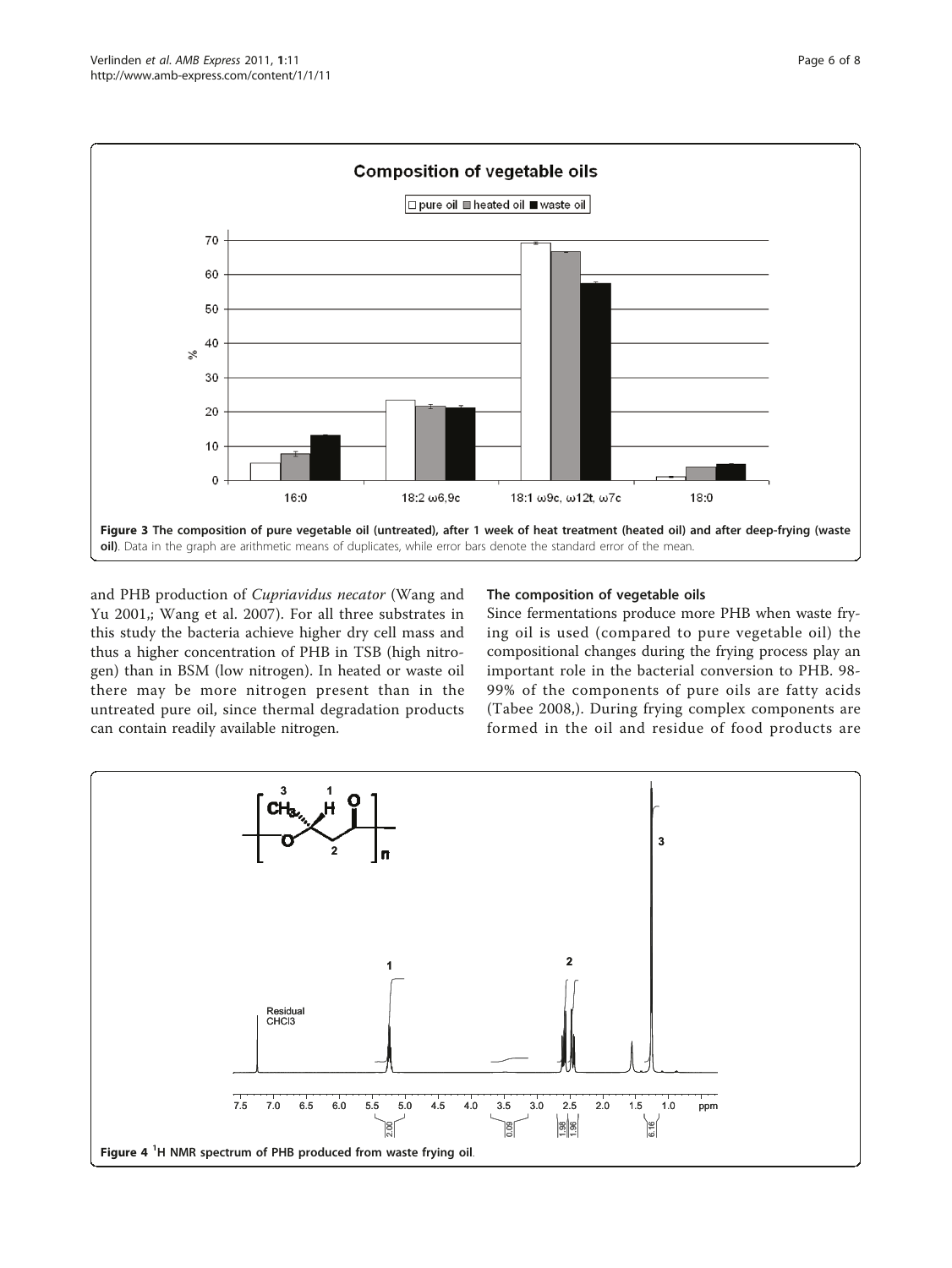Figure 3 The composition of pure vegetable oil (untreated), after 1 week of heat treatment (heated oil) and after deep-frying (waste oil). Data in the graph are arithmetic means of duplicates, while error bars denote the standard error of the mean.

and PHB production of *Cupriavidus necator* (Wang and Yu 2001,; Wang et al. 2007). For all three substrates in this study the bacteria achieve higher dry cell mass and thus a higher concentration of PHB in TSB (high nitrogen) than in BSM (low nitrogen). In heated or waste oil there may be more nitrogen present than in the untreated pure oil, since thermal degradation products can contain readily available nitrogen.

### The composition of vegetable oils

Since fermentations produce more PHB when waste frying oil is used (compared to pure vegetable oil) the compositional changes during the frying process play an important role in the bacterial conversion to PHB. 98-99% of the components of pure oils are fatty acids (Tabee 2008,). During frying complex components are formed in the oil and residue of food products are

Figure 4 $^{1}$H NMR spectrum of PHB produced from waste frying oil.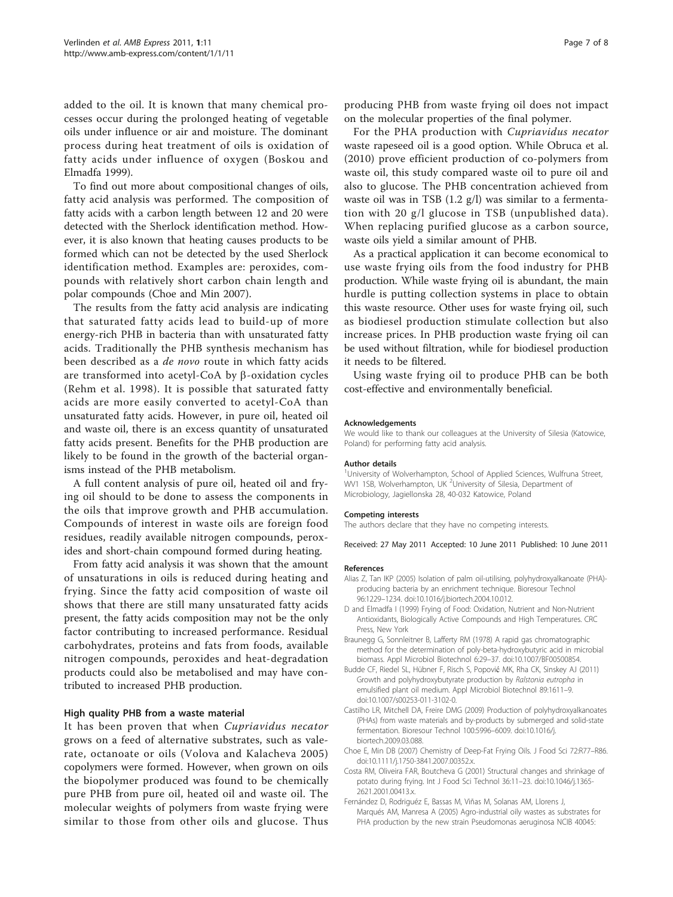added to the oil. It is known that many chemical processes occur during the prolonged heating of vegetable oils under influence or air and moisture. The dominant process during heat treatment of oils is oxidation of fatty acids under influence of oxygen (Boskou and Elmadfa 1999).

To find out more about compositional changes of oils, fatty acid analysis was performed. The composition of fatty acids with a carbon length between 12 and 20 were detected with the Sherlock identification method. However, it is also known that heating causes products to be formed which can not be detected by the used Sherlock identification method. Examples are: peroxides, compounds with relatively short carbon chain length and polar compounds (Choe and Min 2007).

The results from the fatty acid analysis are indicating that saturated fatty acids lead to build-up of more energy-rich PHB in bacteria than with unsaturated fatty acids. Traditionally the PHB synthesis mechanism has been described as a *de novo* route in which fatty acids are transformed into acetyl-CoA by β-oxidation cycles (Rehm et al. 1998). It is possible that saturated fatty acids are more easily converted to acetyl-CoA than unsaturated fatty acids. However, in pure oil, heated oil and waste oil, there is an excess quantity of unsaturated fatty acids present. Benefits for the PHB production are likely to be found in the growth of the bacterial organisms instead of the PHB metabolism.

A full content analysis of pure oil, heated oil and frying oil should to be done to assess the components in the oils that improve growth and PHB accumulation. Compounds of interest in waste oils are foreign food residues, readily available nitrogen compounds, peroxides and short-chain compound formed during heating.

From fatty acid analysis it was shown that the amount of unsaturations in oils is reduced during heating and frying. Since the fatty acid composition of waste oil shows that there are still many unsaturated fatty acids present, the fatty acids composition may not be the only factor contributing to increased performance. Residual carbohydrates, proteins and fats from foods, available nitrogen compounds, peroxides and heat-degradation products could also be metabolised and may have contributed to increased PHB production.

### High quality PHB from a waste material

It has been proven that when *Cupriavidus necator* grows on a feed of alternative substrates, such as valerate, octanoate or oils (Volova and Kalacheva 2005) copolymers were formed. However, when grown on oils the biopolymer produced was found to be chemically pure PHB from pure oil, heated oil and waste oil. The molecular weights of polymers from waste frying were similar to those from other oils and glucose. Thus producing PHB from waste frying oil does not impact on the molecular properties of the final polymer.

For the PHA production with *Cupriavidus necator* waste rapeseed oil is a good option. While Obruca et al. (2010) prove efficient production of co-polymers from waste oil, this study compared waste oil to pure oil and also to glucose. The PHB concentration achieved from waste oil was in TSB (1.2 g/l) was similar to a fermentation with 20 g/l glucose in TSB (unpublished data). When replacing purified glucose as a carbon source, waste oils yield a similar amount of PHB.

As a practical application it can become economical to use waste frying oils from the food industry for PHB production. While waste frying oil is abundant, the main hurdle is putting collection systems in place to obtain this waste resource. Other uses for waste frying oil, such as biodiesel production stimulate collection but also increase prices. In PHB production waste frying oil can be used without filtration, while for biodiesel production it needs to be filtered.

Using waste frying oil to produce PHB can be both cost-effective and environmentally beneficial.

#### Acknowledgements

We would like to thank our colleagues at the University of Silesia (Katowice, Poland) for performing fatty acid analysis.

#### Author details

[1]University of Wolverhampton, School of Applied Sciences, Wulfruna Street, WV1 1SB, Wolverhampton, UK [2]University of Silesia, Department of Microbiology, Jagiellonska 28, 40-032 Katowice, Poland

#### Competing interests

The authors declare that they have no competing interests.

Received: 27 May 2011 Accepted: 10 June 2011 Published: 10 June 2011

#### References

- Alias Z, Tan IKP (2005) Isolation of palm oil-utilising, polyhydroxyalkanoate (PHA)-producing bacteria by an enrichment technique. Bioresour Technol 96:1229–1234. doi:10.1016/j.biortech.2004.10.012.
- D and Elmadfa I (1999) Frying of Food: Oxidation, Nutrient and Non-Nutrient Antioxidants, Biologically Active Compounds and High Temperatures. CRC Press, New York
- Braunegg G, Sonnleitner B, Lafferty RM (1978) A rapid gas chromatographic method for the determination of poly-beta-hydroxybutyric acid in microbial biomass. Appl Microbiol Biotechnol 6:29–37. doi:10.1007/BF00500854.
- Budde CF, Riedel SL, Hübner F, Risch S, Popović MK, Rha CK, Sinskey AJ (2011) Growth and polyhydroxybutyrate production by *Ralstonia eutropha* in emulsified plant oil medium. Appl Microbiol Biotechnol 89:1611–9. doi:10.1007/s00253-011-3102-0.
- Castilho LR, Mitchell DA, Freire DMG (2009) Production of polyhydroxyalkanoates (PHAs) from waste materials and by-products by submerged and solid-state fermentation. Bioresour Technol 100:5996–6009. doi:10.1016/j.biortech.2009.03.088.
- Choe E, Min DB (2007) Chemistry of Deep-Fat Frying Oils. J Food Sci 72:R77–R86. doi:10.1111/j.1750-3841.2007.00352.x.
- Costa RM, Oliveira FAR, Boutcheva G (2001) Structural changes and shrinkage of potato during frying. Int J Food Sci Technol 36:11–23. doi:10.1046/j.1365-2621.2001.00413.x.
- Fernández D, Rodriguéz E, Bassas M, Viñas M, Solanas AM, Llorens J, Marqués AM, Manresa A (2005) Agro-industrial oily wastes as substrates for PHA production by the new strain Pseudomonas aeruginosa NCIB 40045: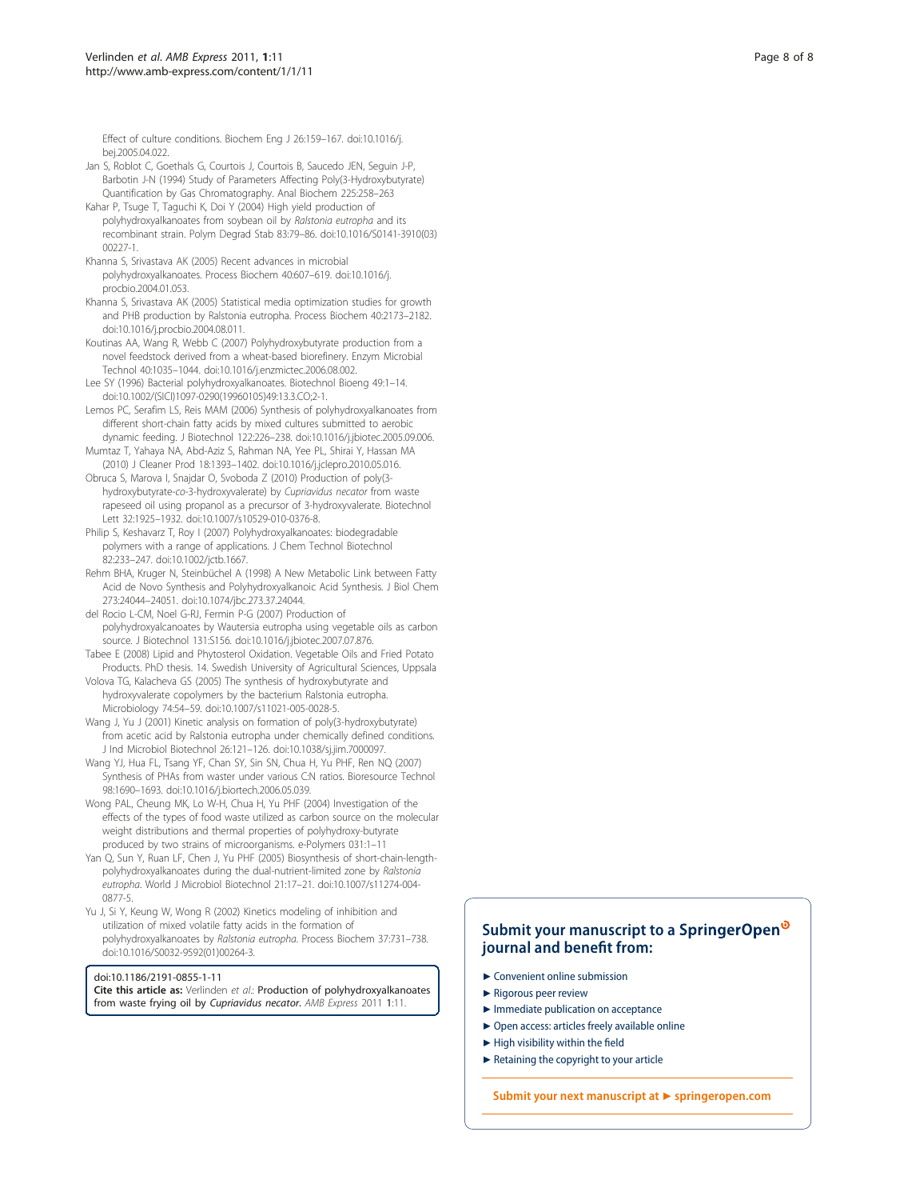Effect of culture conditions. Biochem Eng J 26:159–167. doi:10.1016/j.bej.2005.04.022.

Jan S, Roblot C, Goethals G, Courtois J, Courtois B, Saucedo JEN, Seguin J-P, Barbotin J-N (1994) Study of Parameters Affecting Poly(3-Hydroxybutyrate) Quantification by Gas Chromatography. Anal Biochem 225:258–263

Kahar P, Tsuge T, Taguchi K, Doi Y (2004) High yield production of polyhydroxyalkanoates from soybean oil by *Ralstonia eutropha* and its recombinant strain. Polym Degrad Stab 83:79–86. doi:10.1016/S0141-3910(03)00227-1.

Khanna S, Srivastava AK (2005) Recent advances in microbial polyhydroxyalkanoates. Process Biochem 40:607–619. doi:10.1016/j.procbio.2004.01.053.

Khanna S, Srivastava AK (2005) Statistical media optimization studies for growth and PHB production by Ralstonia eutropha. Process Biochem 40:2173–2182. doi:10.1016/j.procbio.2004.08.011.

Koutinas AA, Wang R, Webb C (2007) Polyhydroxybutyrate production from a novel feedstock derived from a wheat-based biorefinery. Enzym Microbial Technol 40:1035–1044. doi:10.1016/j.enzmictec.2006.08.002.

Lee SY (1996) Bacterial polyhydroxyalkanoates. Biotechnol Bioeng 49:1–14. doi:10.1002/(SICI)1097-0290(19960105)49:13.3.CO;2-1.

Lemos PC, Serafim LS, Reis MAM (2006) Synthesis of polyhydroxyalkanoates from different short-chain fatty acids by mixed cultures submitted to aerobic dynamic feeding. J Biotechnol 122:226–238. doi:10.1016/j.jbiotec.2005.09.006.

Mumtaz T, Yahaya NA, Abd-Aziz S, Rahman NA, Yee PL, Shirai Y, Hassan MA (2010) J Cleaner Prod 18:1393–1402. doi:10.1016/j.jclepro.2010.05.016.

Obruca S, Marova I, Snajdar O, Svoboda Z (2010) Production of poly(3-hydroxybutyrate-*co*-3-hydroxyvalerate) by *Cupriavidus necator* from waste rapeseed oil using propanol as a precursor of 3-hydroxyvalerate. Biotechnol Lett 32:1925–1932. doi:10.1007/s10529-010-0376-8.

Philip S, Keshavarz T, Roy I (2007) Polyhydroxyalkanoates: biodegradable polymers with a range of applications. J Chem Technol Biotechnol 82:233–247. doi:10.1002/jctb.1667.

Rehm BHA, Kruger N, Steinbüchel A (1998) A New Metabolic Link between Fatty Acid de Novo Synthesis and Polyhydroxyalkanoic Acid Synthesis. J Biol Chem 273:24044–24051. doi:10.1074/jbc.273.37.24044.

del Rocio L-CM, Noel G-RJ, Fermin P-G (2007) Production of polyhydroxyalcanoates by Wautersia eutropha using vegetable oils as carbon source. J Biotechnol 131:S156. doi:10.1016/j.jbiotec.2007.07.876.

Tabee E (2008) Lipid and Phytosterol Oxidation. Vegetable Oils and Fried Potato Products. PhD thesis. 14. Swedish University of Agricultural Sciences, Uppsala

Volova TG, Kalacheva GS (2005) The synthesis of hydroxybutyrate and hydroxyvalerate copolymers by the bacterium Ralstonia eutropha. Microbiology 74:54–59. doi:10.1007/s11021-005-0028-5.

Wang J, Yu J (2001) Kinetic analysis on formation of poly(3-hydroxybutyrate) from acetic acid by Ralstonia eutropha under chemically defined conditions. J Ind Microbiol Biotechnol 26:121–126. doi:10.1038/sj.jim.7000097.

Wang YJ, Hua FL, Tsang YF, Chan SY, Sin SN, Chua H, Yu PHF, Ren NQ (2007) Synthesis of PHAs from waster under various C:N ratios. Bioresource Technol 98:1690–1693. doi:10.1016/j.biortech.2006.05.039.

Wong PAL, Cheung MK, Lo W-H, Chua H, Yu PHF (2004) Investigation of the effects of the types of food waste utilized as carbon source on the molecular weight distributions and thermal properties of polyhydroxy-butyrate produced by two strains of microorganisms. e-Polymers 031:1–11

Yan Q, Sun Y, Ruan LF, Chen J, Yu PHF (2005) Biosynthesis of short-chain-length-polyhydroxyalkanoates during the dual-nutrient-limited zone by *Ralstonia eutropha*. World J Microbiol Biotechnol 21:17–21. doi:10.1007/s11274-004-0877-5.

Yu J, Si Y, Keung W, Wong R (2002) Kinetics modeling of inhibition and utilization of mixed volatile fatty acids in the formation of polyhydroxyalkanoates by *Ralstonia eutropha*. Process Biochem 37:731–738. doi:10.1016/S0032-9592(01)00264-3.

doi:10.1186/2191-0855-1-11

**Cite this article as:** Verlinden *et al.*: Production of polyhydroxyalkanoates from waste frying oil by *Cupriavidus necator*. *AMB Express* 2011 **1**:11.

**Submit your manuscript to a SpringerOpen journal and benefit from:**

- ► Convenient online submission
- ► Rigorous peer review
- ► Immediate publication on acceptance
- ► Open access: articles freely available online
- ► High visibility within the field
- ► Retaining the copyright to your article

**Submit your next manuscript at ► springeropen.com**